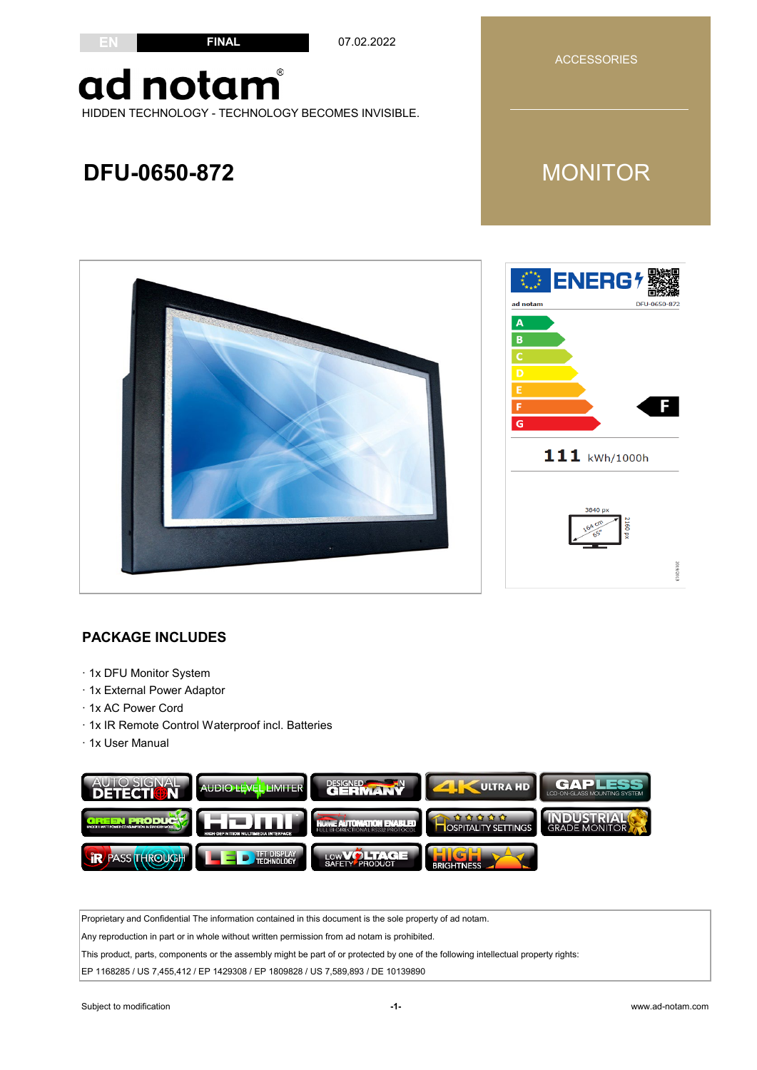EN | FINAL | 07.02.2022

# ad notam®

HIDDEN TECHNOLOGY - TECHNOLOGY BECOMES INVISIBLE.

ACCESSORIES

MONITOR

## DFU-0650-872

ENERG
ad notam DFU-0650-872

A B C D E F G

F

111 kWh/1000h

3840 px
2160 px
164 cm
65"

## PACKAGE INCLUDES

- 1x DFU Monitor System
- 1x External Power Adaptor
- 1x AC Power Cord
- 1x IR Remote Control Waterproof incl. Batteries
- 1x User Manual

AUTO SIGNAL DETECTION · AUDIO LEVEL LIMITER · DESIGNED IN GERMANY · 4K ULTRA HD · GAPLESS LCD-ON-GLASS MOUNTING SYSTEM · GREEN PRODUCT · HDMI HIGH DEFINITION MULTIMEDIA INTERFACE · HOME AUTOMATION ENABLED FULL BIDIRECTIONAL RS232 PROTOCOL · HOSPITALITY SETTINGS · INDUSTRIAL GRADE MONITOR · IR PASS THROUGH · LED TFT DISPLAY TECHNOLOGY · LOW VOLTAGE SAFETY PRODUCT · HIGH BRIGHTNESS

Proprietary and Confidential The information contained in this document is the sole property of ad notam.

Any reproduction in part or in whole without written permission from ad notam is prohibited.

This product, parts, components or the assembly might be part of or protected by one of the following intellectual property rights:

EP 1168285 / US 7,455,412 / EP 1429308 / EP 1809828 / US 7,589,893 / DE 10139890

Subject to modification

www.ad-notam.com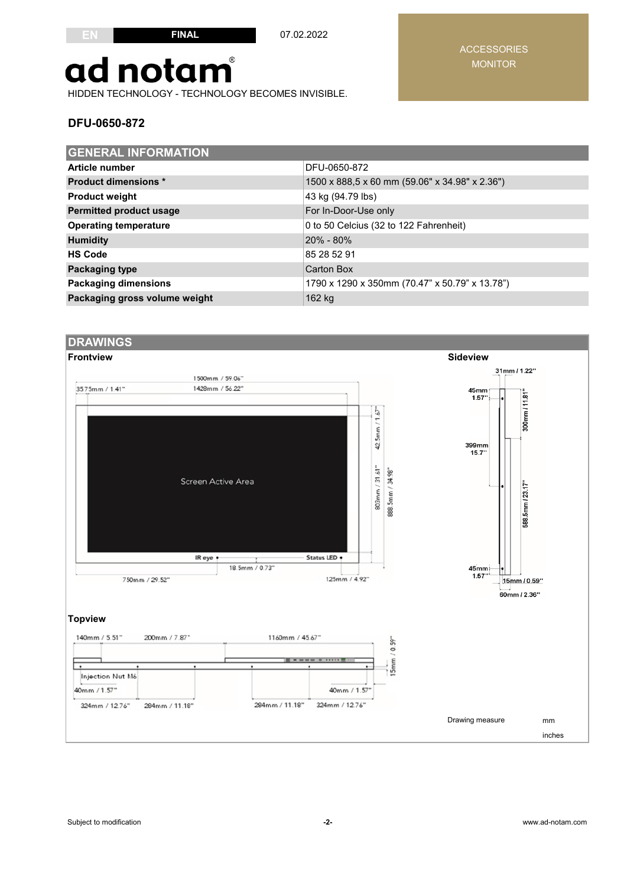EN | FINAL | 07.02.2022

ACCESSORIES
MONITOR

# ad notam®

HIDDEN TECHNOLOGY - TECHNOLOGY BECOMES INVISIBLE.

## DFU-0650-872

| GENERAL INFORMATION | |
|---|---|
| **Article number** | DFU-0650-872 |
| **Product dimensions *** | 1500 x 888,5 x 60 mm (59.06" x 34.98" x 2.36") |
| **Product weight** | 43 kg (94.79 lbs) |
| **Permitted product usage** | For In-Door-Use only |
| **Operating temperature** | 0 to 50 Celcius (32 to 122 Fahrenheit) |
| **Humidity** | 20% - 80% |
| **HS Code** | 85 28 52 91 |
| **Packaging type** | Carton Box |
| **Packaging dimensions** | 1790 x 1290 x 350mm (70.47" x 50.79" x 13.78") |
| **Packaging gross volume weight** | 162 kg |

## DRAWINGS

**Frontview**

1500mm / 59.06"
1428mm / 56.22"
35.75mm / 1.41"
42.5mm / 1.67"
803mm / 31.61"
888.5mm / 34.98"
Screen Active Area
IR eye
Status LED
18.5mm / 0.73"
750mm / 29.52"
125mm / 4.92"

**Sideview**

31mm / 1.22"
45mm 1.57"
300mm / 11.81"
399mm 15.7"
588.5mm / 23.17"
45mm 1.57"
15mm / 0.59"
60mm / 2.36"

**Topview**

140mm / 5.51"
200mm / 7.87"
1160mm / 45.67"
0.59"
15mm
Injection Nut M6
40mm / 1.57"
40mm / 1.57"
324mm / 12.76"
284mm / 11.18"
284mm / 11.18"
324mm / 12.76"

Drawing measure mm
inches

Subject to modification

www.ad-notam.com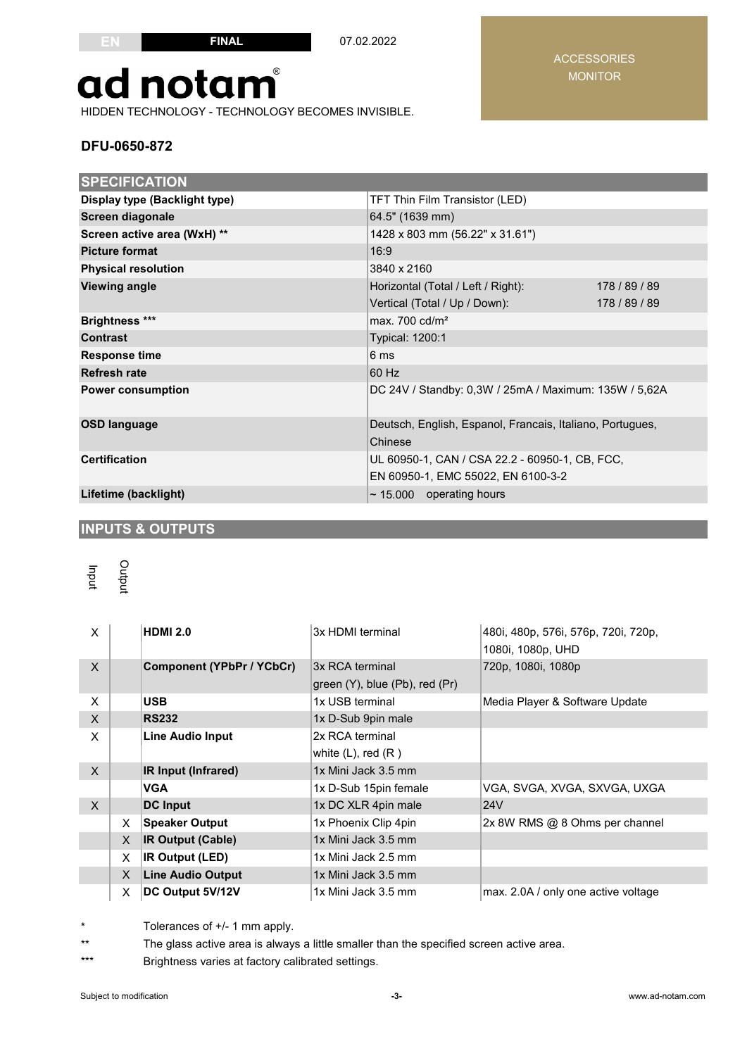EN | FINAL | 07.02.2022

ACCESSORIES
MONITOR

ad notam®

HIDDEN TECHNOLOGY - TECHNOLOGY BECOMES INVISIBLE.

**DFU-0650-872**

## SPECIFICATION

| | | |
|---|---|---|
| **Display type (Backlight type)** | TFT Thin Film Transistor (LED) | |
| **Screen diagonale** | 64.5" (1639 mm) | |
| **Screen active area (WxH) \*\*** | 1428 x 803 mm (56.22" x 31.61") | |
| **Picture format** | 16:9 | |
| **Physical resolution** | 3840 x 2160 | |
| **Viewing angle** | Horizontal (Total / Left / Right): | 178 / 89 / 89 |
| | Vertical (Total / Up / Down): | 178 / 89 / 89 |
| **Brightness \*\*\*** | max. 700 cd/m² | |
| **Contrast** | Typical: 1200:1 | |
| **Response time** | 6 ms | |
| **Refresh rate** | 60 Hz | |
| **Power consumption** | DC 24V / Standby: 0,3W / 25mA / Maximum: 135W / 5,62A | |
| **OSD language** | Deutsch, English, Espanol, Francais, Italiano, Portugues, Chinese | |
| **Certification** | UL 60950-1, CAN / CSA 22.2 - 60950-1, CB, FCC, EN 60950-1, EMC 55022, EN 6100-3-2 | |
| **Lifetime (backlight)** | ~ 15.000 operating hours | |

## INPUTS & OUTPUTS

| Input | Output | | | |
|---|---|---|---|---|
| X | | **HDMI 2.0** | 3x HDMI terminal | 480i, 480p, 576i, 576p, 720i, 720p, 1080i, 1080p, UHD |
| X | | **Component (YPbPr / YCbCr)** | 3x RCA terminal green (Y), blue (Pb), red (Pr) | 720p, 1080i, 1080p |
| X | | **USB** | 1x USB terminal | Media Player & Software Update |
| X | | **RS232** | 1x D-Sub 9pin male | |
| X | | **Line Audio Input** | 2x RCA terminal white (L), red (R ) | |
| X | | **IR Input (Infrared)** | 1x Mini Jack 3.5 mm | |
| | | **VGA** | 1x D-Sub 15pin female | VGA, SVGA, XVGA, SXVGA, UXGA |
| X | | **DC Input** | 1x DC XLR 4pin male | 24V |
| | X | **Speaker Output** | 1x Phoenix Clip 4pin | 2x 8W RMS @ 8 Ohms per channel |
| | X | **IR Output (Cable)** | 1x Mini Jack 3.5 mm | |
| | X | **IR Output (LED)** | 1x Mini Jack 2.5 mm | |
| | X | **Line Audio Output** | 1x Mini Jack 3.5 mm | |
| | X | **DC Output 5V/12V** | 1x Mini Jack 3.5 mm | max. 2.0A / only one active voltage |

\* Tolerances of +/- 1 mm apply.

\*\* The glass active area is always a little smaller than the specified screen active area.

\*\*\* Brightness varies at factory calibrated settings.

Subject to modification

www.ad-notam.com